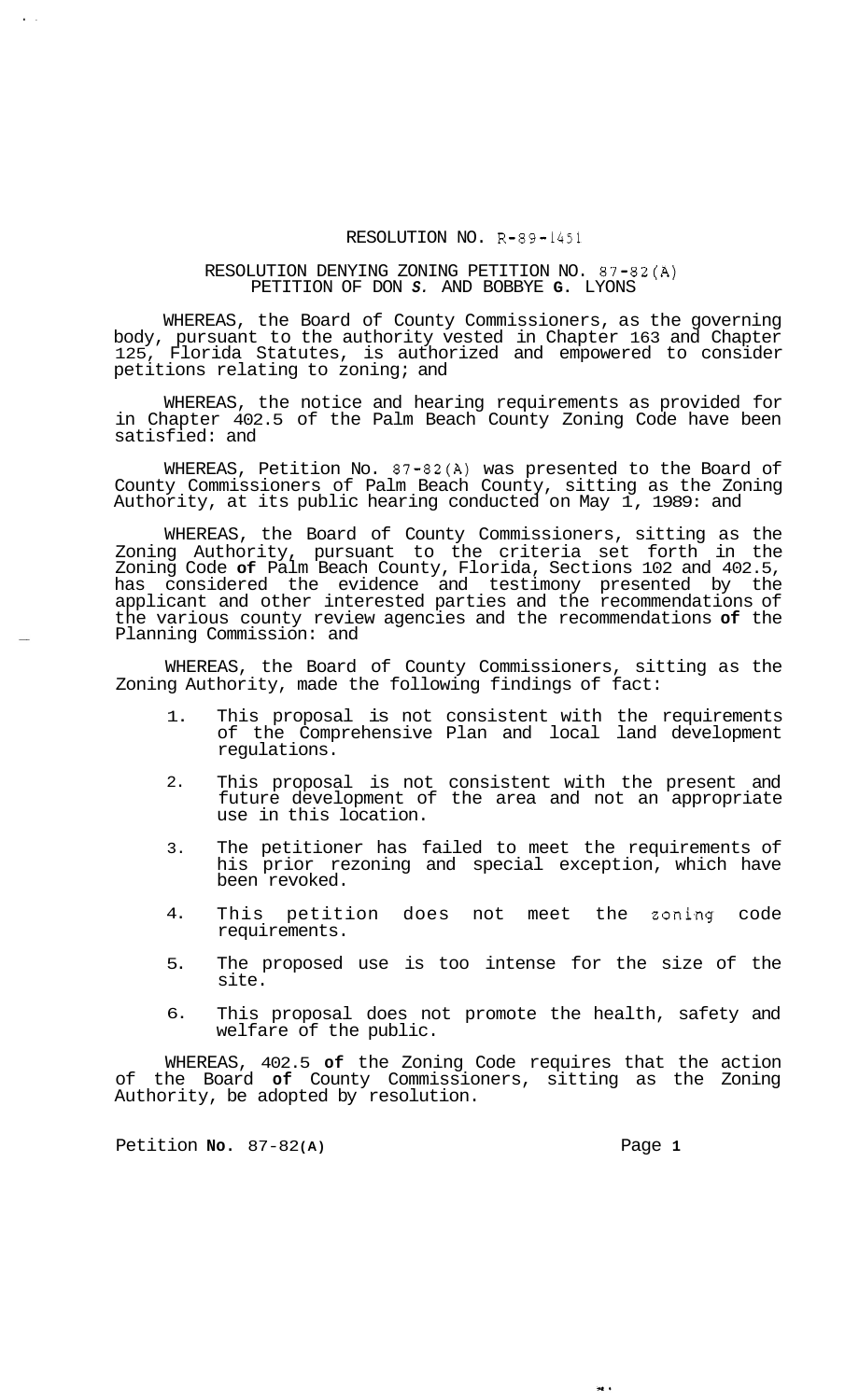RESOLUTION NO. R-89-1451

RESOLUTION DENYING ZONING PETITION NO. 87-82(A)
PETITION OF DON S. AND BOBBYE G. LYONS

WHEREAS, the Board of County Commissioners, as the governing body, pursuant to the authority vested in Chapter 163 and Chapter 125, Florida Statutes, is authorized and empowered to consider petitions relating to zoning; and

WHEREAS, the notice and hearing requirements as provided for in Chapter 402.5 of the Palm Beach County Zoning Code have been satisfied: and

WHEREAS, Petition No. 87-82(A) was presented to the Board of County Commissioners of Palm Beach County, sitting as the Zoning Authority, at its public hearing conducted on May 1, 1989: and

WHEREAS, the Board of County Commissioners, sitting as the Zoning Authority, pursuant to the criteria set forth in the Zoning Code of Palm Beach County, Florida, Sections 102 and 402.5, has considered the evidence and testimony presented by the applicant and other interested parties and the recommendations of the various county review agencies and the recommendations of the Planning Commission: and

WHEREAS, the Board of County Commissioners, sitting as the Zoning Authority, made the following findings of fact:

1. This proposal is not consistent with the requirements of the Comprehensive Plan and local land development regulations.
2. This proposal is not consistent with the present and future development of the area and not an appropriate use in this location.
3. The petitioner has failed to meet the requirements of his prior rezoning and special exception, which have been revoked.
4. This petition does not meet the zoning code requirements.
5. The proposed use is too intense for the size of the site.
6. This proposal does not promote the health, safety and welfare of the public.

WHEREAS, 402.5 of the Zoning Code requires that the action of the Board of County Commissioners, sitting as the Zoning Authority, be adopted by resolution.

Petition No. 87-82(A)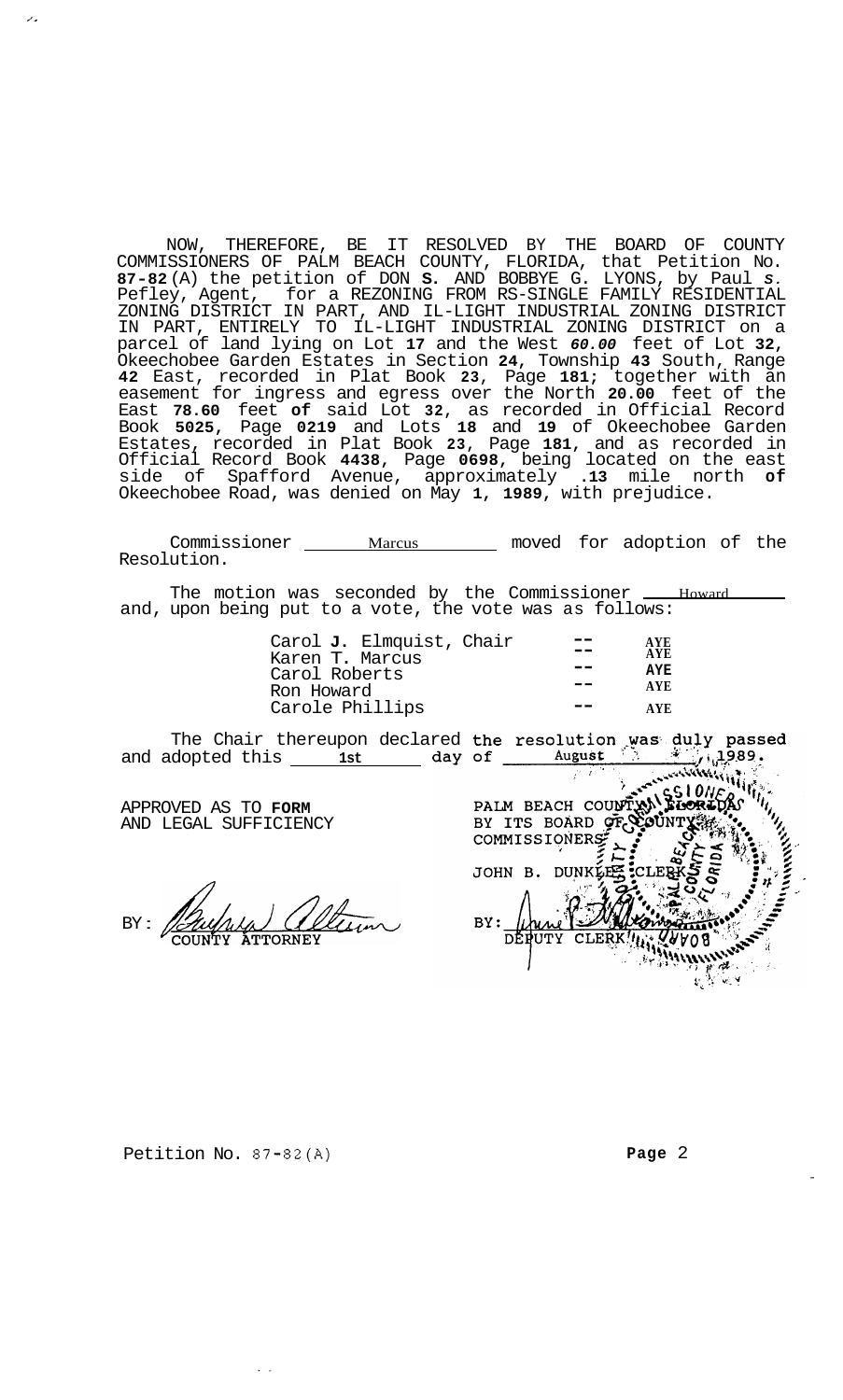NOW, THEREFORE, BE IT RESOLVED BY THE BOARD OF COUNTY COMMISSIONERS OF PALM BEACH COUNTY, FLORIDA, that Petition No. **87-82** (A) the petition of DON **S.** AND BOBBYE G. LYONS, by Paul *S.* Pefley, Agent, for a REZONING FROM RS-SINGLE FAMILY RESIDENTIAL ZONING DISTRICT IN PART, AND IL-LIGHT INDUSTRIAL ZONING DISTRICT IN PART, ENTIRELY TO IL-LIGHT INDUSTRIAL ZONING DISTRICT on a parcel of land lying on Lot **17** and the West ***60.00*** feet of Lot **32**, Okeechobee Garden Estates in Section **24**, Township **43** South, Range **42** East, recorded in Plat Book **23**, Page **181**; together with an easement for ingress and egress over the North **20.00** feet of the East **78.60** feet **of** said Lot **32**, as recorded in Official Record Book **5025**, Page **0219** and Lots **18** and **19** of Okeechobee Garden Estates, recorded in Plat Book **23**, Page **181**, and as recorded in Official Record Book **4438**, Page **0698**, being located on the east side of Spafford Avenue, approximately **.13** mile north **of** Okeechobee Road, was denied on May **1**, **1989**, with prejudice.

Commissioner Marcus moved for adoption of the Resolution.

The motion was seconded by the Commissioner Howard and, upon being put to a vote, the vote was as follows:

| | | |
|---|---|---|
| Carol **J.** Elmquist, Chair | -- | AYE |
| Karen T. Marcus | -- | AYE |
| Carol Roberts | -- | AYE |
| Ron Howard | -- | AYE |
| Carole Phillips | -- | AYE |

The Chair thereupon declared the resolution was duly passed and adopted this **1st** day of August, 1989.

APPROVED AS TO **FORM**
AND LEGAL SUFFICIENCY

BY: [signature]
COUNTY ATTORNEY

PALM BEACH COUNTY, FLORIDA
BY ITS BOARD OF COUNTY
COMMISSIONERS

JOHN B. DUNKLE, CLERK

BY: [signature]
DEPUTY CLERK

Petition No. 87-82(A)